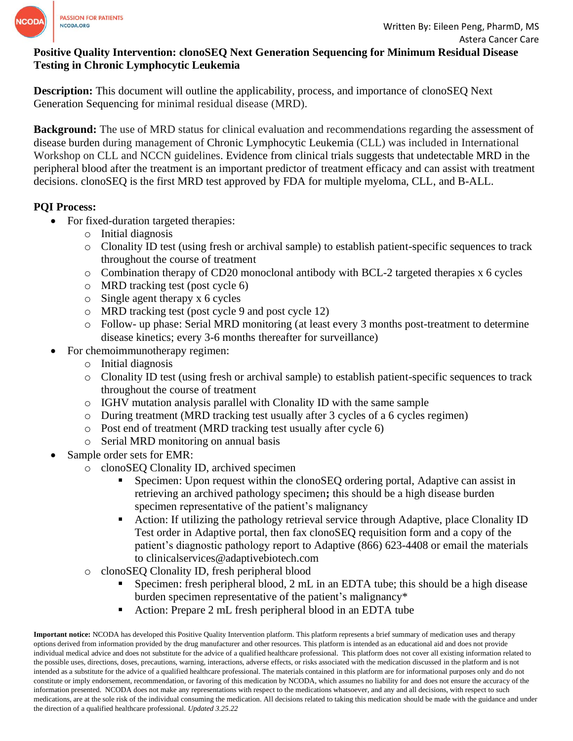Written By: Eileen Peng, PharmD, MS
Astera Cancer Care

# Positive Quality Intervention: clonoSEQ Next Generation Sequencing for Minimum Residual Disease Testing in Chronic Lymphocytic Leukemia

**Description:** This document will outline the applicability, process, and importance of clonoSEQ Next Generation Sequencing for minimal residual disease (MRD).

**Background:** The use of MRD status for clinical evaluation and recommendations regarding the assessment of disease burden during management of Chronic Lymphocytic Leukemia (CLL) was included in International Workshop on CLL and NCCN guidelines. Evidence from clinical trials suggests that undetectable MRD in the peripheral blood after the treatment is an important predictor of treatment efficacy and can assist with treatment decisions. clonoSEQ is the first MRD test approved by FDA for multiple myeloma, CLL, and B-ALL.

**PQI Process:**

- For fixed-duration targeted therapies:
  - Initial diagnosis
  - Clonality ID test (using fresh or archival sample) to establish patient-specific sequences to track throughout the course of treatment
  - Combination therapy of CD20 monoclonal antibody with BCL-2 targeted therapies x 6 cycles
  - MRD tracking test (post cycle 6)
  - Single agent therapy x 6 cycles
  - MRD tracking test (post cycle 9 and post cycle 12)
  - Follow- up phase: Serial MRD monitoring (at least every 3 months post-treatment to determine disease kinetics; every 3-6 months thereafter for surveillance)
- For chemoimmunotherapy regimen:
  - Initial diagnosis
  - Clonality ID test (using fresh or archival sample) to establish patient-specific sequences to track throughout the course of treatment
  - IGHV mutation analysis parallel with Clonality ID with the same sample
  - During treatment (MRD tracking test usually after 3 cycles of a 6 cycles regimen)
  - Post end of treatment (MRD tracking test usually after cycle 6)
  - Serial MRD monitoring on annual basis
- Sample order sets for EMR:
  - clonoSEQ Clonality ID, archived specimen
    - Specimen: Upon request within the clonoSEQ ordering portal, Adaptive can assist in retrieving an archived pathology specimen**;** this should be a high disease burden specimen representative of the patient's malignancy
    - Action: If utilizing the pathology retrieval service through Adaptive, place Clonality ID Test order in Adaptive portal, then fax clonoSEQ requisition form and a copy of the patient's diagnostic pathology report to Adaptive (866) 623-4408 or email the materials to clinicalservices@adaptivebiotech.com
  - clonoSEQ Clonality ID, fresh peripheral blood
    - Specimen: fresh peripheral blood, 2 mL in an EDTA tube; this should be a high disease burden specimen representative of the patient's malignancy*
    - Action: Prepare 2 mL fresh peripheral blood in an EDTA tube

**Important notice:** NCODA has developed this Positive Quality Intervention platform. This platform represents a brief summary of medication uses and therapy options derived from information provided by the drug manufacturer and other resources. This platform is intended as an educational aid and does not provide individual medical advice and does not substitute for the advice of a qualified healthcare professional. This platform does not cover all existing information related to the possible uses, directions, doses, precautions, warning, interactions, adverse effects, or risks associated with the medication discussed in the platform and is not intended as a substitute for the advice of a qualified healthcare professional. The materials contained in this platform are for informational purposes only and do not constitute or imply endorsement, recommendation, or favoring of this medication by NCODA, which assumes no liability for and does not ensure the accuracy of the information presented. NCODA does not make any representations with respect to the medications whatsoever, and any and all decisions, with respect to such medications, are at the sole risk of the individual consuming the medication. All decisions related to taking this medication should be made with the guidance and under the direction of a qualified healthcare professional. *Updated 3.25.22*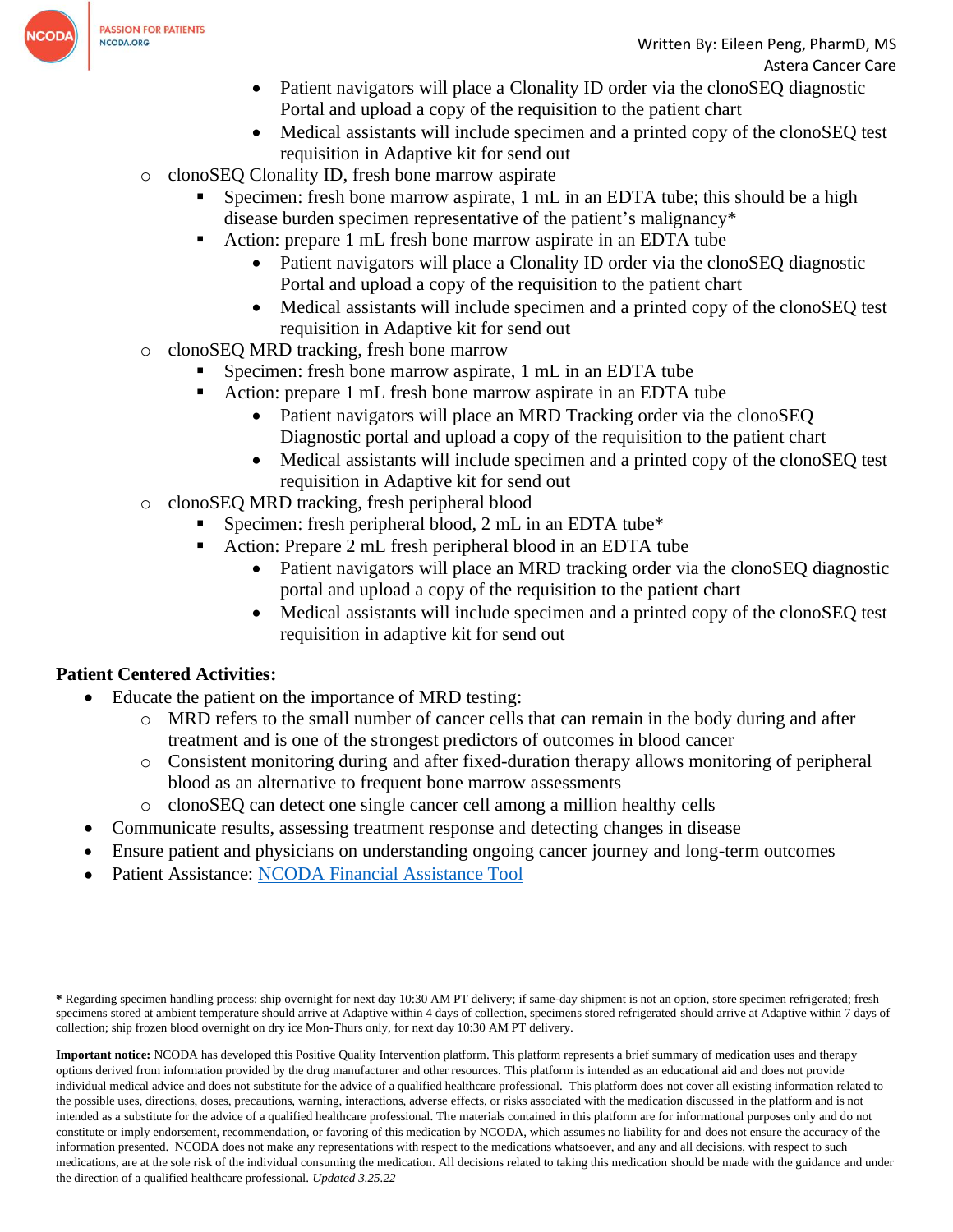- Patient navigators will place a Clonality ID order via the clonoSEQ diagnostic Portal and upload a copy of the requisition to the patient chart
        - Medical assistants will include specimen and a printed copy of the clonoSEQ test requisition in Adaptive kit for send out
  - clonoSEQ Clonality ID, fresh bone marrow aspirate
    - Specimen: fresh bone marrow aspirate, 1 mL in an EDTA tube; this should be a high disease burden specimen representative of the patient's malignancy*
    - Action: prepare 1 mL fresh bone marrow aspirate in an EDTA tube
      - Patient navigators will place a Clonality ID order via the clonoSEQ diagnostic Portal and upload a copy of the requisition to the patient chart
      - Medical assistants will include specimen and a printed copy of the clonoSEQ test requisition in Adaptive kit for send out
  - clonoSEQ MRD tracking, fresh bone marrow
    - Specimen: fresh bone marrow aspirate, 1 mL in an EDTA tube
    - Action: prepare 1 mL fresh bone marrow aspirate in an EDTA tube
      - Patient navigators will place an MRD Tracking order via the clonoSEQ Diagnostic portal and upload a copy of the requisition to the patient chart
      - Medical assistants will include specimen and a printed copy of the clonoSEQ test requisition in Adaptive kit for send out
  - clonoSEQ MRD tracking, fresh peripheral blood
    - Specimen: fresh peripheral blood, 2 mL in an EDTA tube*
    - Action: Prepare 2 mL fresh peripheral blood in an EDTA tube
      - Patient navigators will place an MRD tracking order via the clonoSEQ diagnostic portal and upload a copy of the requisition to the patient chart
      - Medical assistants will include specimen and a printed copy of the clonoSEQ test requisition in adaptive kit for send out

**Patient Centered Activities:**

- Educate the patient on the importance of MRD testing:
  - MRD refers to the small number of cancer cells that can remain in the body during and after treatment and is one of the strongest predictors of outcomes in blood cancer
  - Consistent monitoring during and after fixed-duration therapy allows monitoring of peripheral blood as an alternative to frequent bone marrow assessments
  - clonoSEQ can detect one single cancer cell among a million healthy cells
- Communicate results, assessing treatment response and detecting changes in disease
- Ensure patient and physicians on understanding ongoing cancer journey and long-term outcomes
- Patient Assistance: [NCODA Financial Assistance Tool]

\* Regarding specimen handling process: ship overnight for next day 10:30 AM PT delivery; if same-day shipment is not an option, store specimen refrigerated; fresh specimens stored at ambient temperature should arrive at Adaptive within 4 days of collection, specimens stored refrigerated should arrive at Adaptive within 7 days of collection; ship frozen blood overnight on dry ice Mon-Thurs only, for next day 10:30 AM PT delivery.

**Important notice:** NCODA has developed this Positive Quality Intervention platform. This platform represents a brief summary of medication uses and therapy options derived from information provided by the drug manufacturer and other resources. This platform is intended as an educational aid and does not provide individual medical advice and does not substitute for the advice of a qualified healthcare professional. This platform does not cover all existing information related to the possible uses, directions, doses, precautions, warning, interactions, adverse effects, or risks associated with the medication discussed in the platform and is not intended as a substitute for the advice of a qualified healthcare professional. The materials contained in this platform are for informational purposes only and do not constitute or imply endorsement, recommendation, or favoring of this medication by NCODA, which assumes no liability for and does not ensure the accuracy of the information presented. NCODA does not make any representations with respect to the medications whatsoever, and any and all decisions, with respect to such medications, are at the sole risk of the individual consuming the medication. All decisions related to taking this medication should be made with the guidance and under the direction of a qualified healthcare professional. *Updated 3.25.22*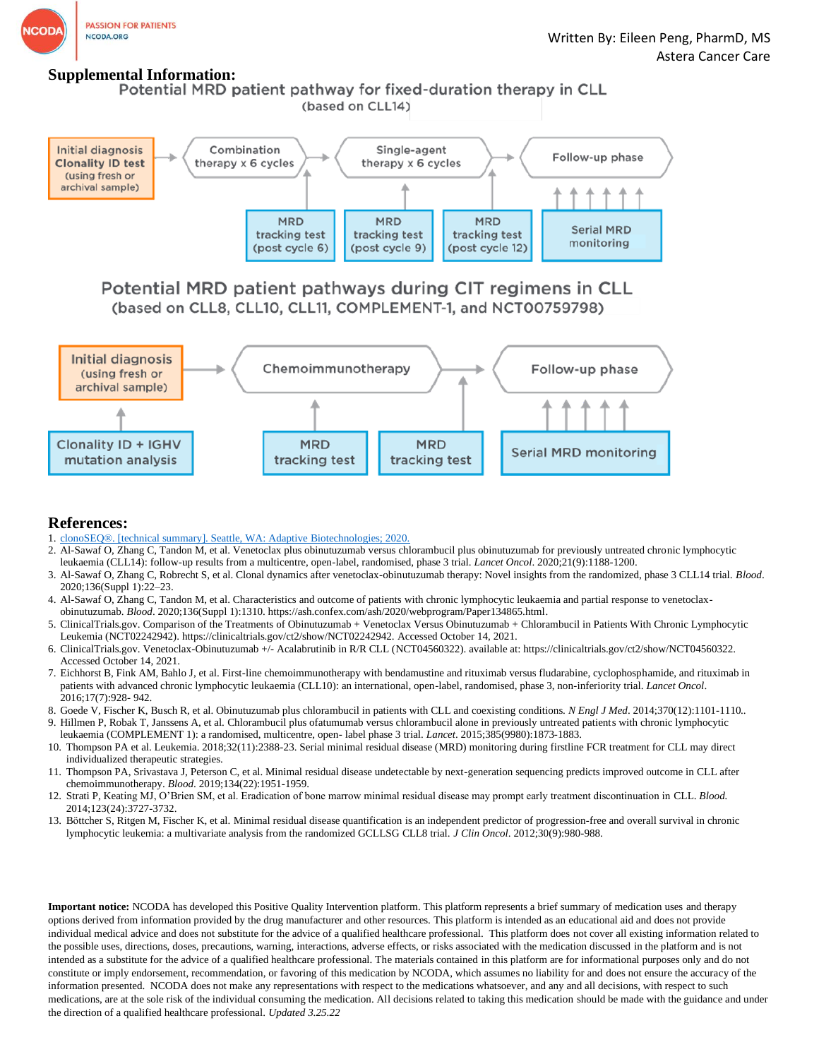Written By: Eileen Peng, PharmD, MS
Astera Cancer Care

## Supplemental Information:

### Potential MRD patient pathway for fixed-duration therapy in CLL
(based on CLL14)

Initial diagnosis **Clonality ID test** (using fresh or archival sample)

Combination therapy x 6 cycles

Single-agent therapy x 6 cycles

Follow-up phase

MRD tracking test (post cycle 6)

MRD tracking test (post cycle 9)

MRD tracking test (post cycle 12)

Serial MRD monitoring

### Potential MRD patient pathways during CIT regimens in CLL
(based on CLL8, CLL10, CLL11, COMPLEMENT-1, and NCT00759798)

Initial diagnosis (using fresh or archival sample)

Chemoimmunotherapy

Follow-up phase

Clonality ID + IGHV mutation analysis

MRD tracking test

MRD tracking test

Serial MRD monitoring

## References:

1. clonoSEQ®. [technical summary]. Seattle, WA: Adaptive Biotechnologies; 2020.
2. Al-Sawaf O, Zhang C, Tandon M, et al. Venetoclax plus obinutuzumab versus chlorambucil plus obinutuzumab for previously untreated chronic lymphocytic leukaemia (CLL14): follow-up results from a multicentre, open-label, randomised, phase 3 trial. *Lancet Oncol*. 2020;21(9):1188-1200.
3. Al-Sawaf O, Zhang C, Robrecht S, et al. Clonal dynamics after venetoclax-obinutuzumab therapy: Novel insights from the randomized, phase 3 CLL14 trial. *Blood*. 2020;136(Suppl 1):22–23.
4. Al-Sawaf O, Zhang C, Tandon M, et al. Characteristics and outcome of patients with chronic lymphocytic leukaemia and partial response to venetoclax-obinutuzumab. *Blood*. 2020;136(Suppl 1):1310. https://ash.confex.com/ash/2020/webprogram/Paper134865.html.
5. ClinicalTrials.gov. Comparison of the Treatments of Obinutuzumab + Venetoclax Versus Obinutuzumab + Chlorambucil in Patients With Chronic Lymphocytic Leukemia (NCT02242942). https://clinicaltrials.gov/ct2/show/NCT02242942. Accessed October 14, 2021.
6. ClinicalTrials.gov. Venetoclax-Obinutuzumab +/- Acalabrutinib in R/R CLL (NCT04560322). available at: https://clinicaltrials.gov/ct2/show/NCT04560322. Accessed October 14, 2021.
7. Eichhorst B, Fink AM, Bahlo J, et al. First-line chemoimmunotherapy with bendamustine and rituximab versus fludarabine, cyclophosphamide, and rituximab in patients with advanced chronic lymphocytic leukaemia (CLL10): an international, open-label, randomised, phase 3, non-inferiority trial. *Lancet Oncol*. 2016;17(7):928- 942.
8. Goede V, Fischer K, Busch R, et al. Obinutuzumab plus chlorambucil in patients with CLL and coexisting conditions. *N Engl J Med*. 2014;370(12):1101-1110..
9. Hillmen P, Robak T, Janssens A, et al. Chlorambucil plus ofatumumab versus chlorambucil alone in previously untreated patients with chronic lymphocytic leukaemia (COMPLEMENT 1): a randomised, multicentre, open- label phase 3 trial. *Lancet*. 2015;385(9980):1873-1883.
10. Thompson PA et al. Leukemia. 2018;32(11):2388-23. Serial minimal residual disease (MRD) monitoring during firstline FCR treatment for CLL may direct individualized therapeutic strategies.
11. Thompson PA, Srivastava J, Peterson C, et al. Minimal residual disease undetectable by next-generation sequencing predicts improved outcome in CLL after chemoimmunotherapy. *Blood*. 2019;134(22):1951-1959.
12. Strati P, Keating MJ, O'Brien SM, et al. Eradication of bone marrow minimal residual disease may prompt early treatment discontinuation in CLL. *Blood.* 2014;123(24):3727-3732.
13. Böttcher S, Ritgen M, Fischer K, et al. Minimal residual disease quantification is an independent predictor of progression-free and overall survival in chronic lymphocytic leukemia: a multivariate analysis from the randomized GCLLSG CLL8 trial. *J Clin Oncol*. 2012;30(9):980-988.

**Important notice:** NCODA has developed this Positive Quality Intervention platform. This platform represents a brief summary of medication uses and therapy options derived from information provided by the drug manufacturer and other resources. This platform is intended as an educational aid and does not provide individual medical advice and does not substitute for the advice of a qualified healthcare professional. This platform does not cover all existing information related to the possible uses, directions, doses, precautions, warning, interactions, adverse effects, or risks associated with the medication discussed in the platform and is not intended as a substitute for the advice of a qualified healthcare professional. The materials contained in this platform are for informational purposes only and do not constitute or imply endorsement, recommendation, or favoring of this medication by NCODA, which assumes no liability for and does not ensure the accuracy of the information presented. NCODA does not make any representations with respect to the medications whatsoever, and any and all decisions, with respect to such medications, are at the sole risk of the individual consuming the medication. All decisions related to taking this medication should be made with the guidance and under the direction of a qualified healthcare professional. *Updated 3.25.22*